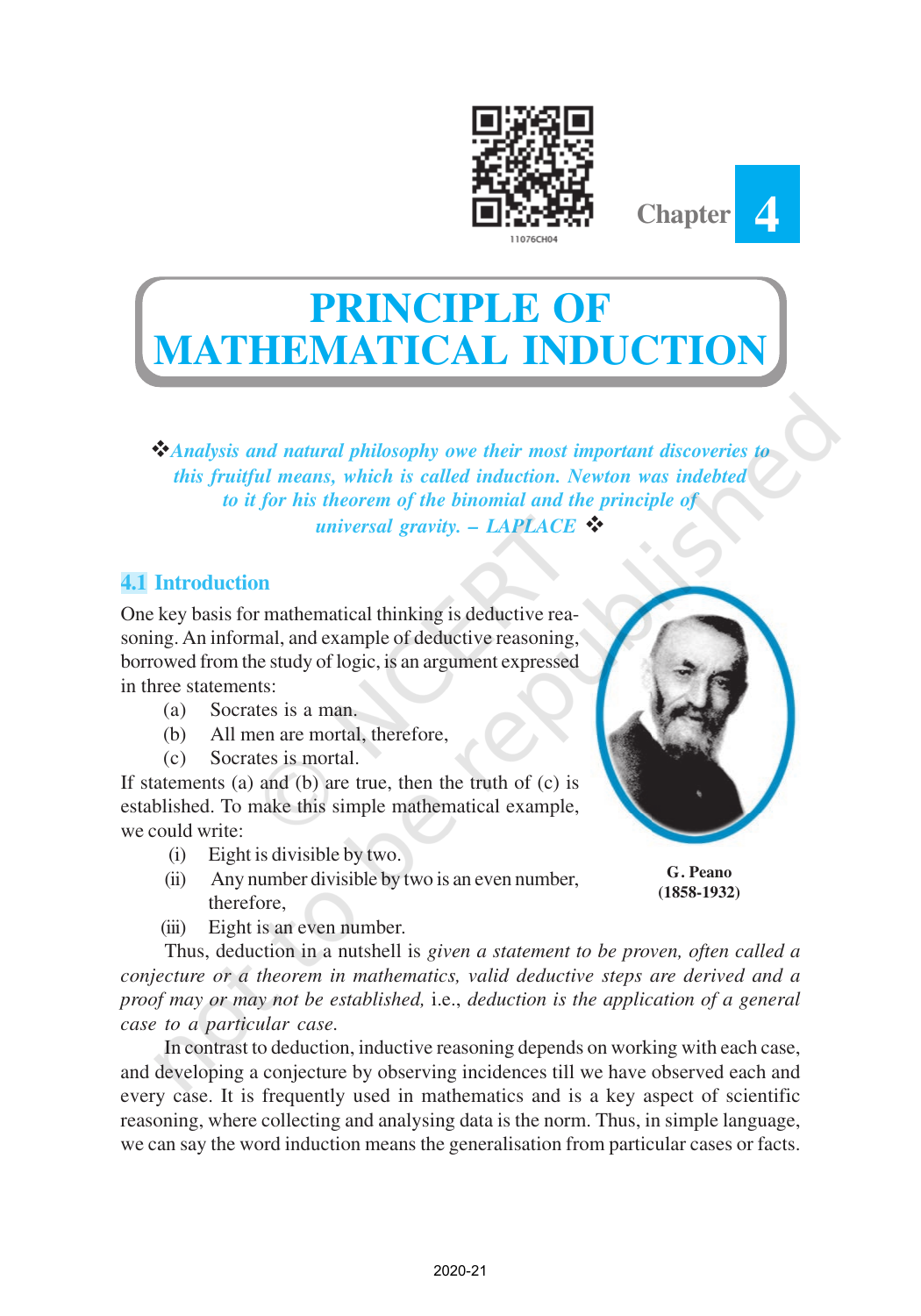Chapter 4

# PRINCIPLE OF MATHEMATICAL INDUCTION

❖*Analysis and natural philosophy owe their most important discoveries to this fruitful means, which is called induction. Newton was indebted to it for his theorem of the binomial and the principle of universal gravity. – LAPLACE* ❖

## 4.1 Introduction

One key basis for mathematical thinking is deductive reasoning. An informal, and example of deductive reasoning, borrowed from the study of logic, is an argument expressed in three statements:

(a) Socrates is a man.

(b) All men are mortal, therefore,

(c) Socrates is mortal.

If statements (a) and (b) are true, then the truth of (c) is established. To make this simple mathematical example, we could write:

(i) Eight is divisible by two.

(ii) Any number divisible by two is an even number, therefore,

(iii) Eight is an even number.

**G. Peano (1858-1932)**

Thus, deduction in a nutshell is *given a statement to be proven, often called a conjecture or a theorem in mathematics, valid deductive steps are derived and a proof may or may not be established,* i.e., *deduction is the application of a general case to a particular case.*

In contrast to deduction, inductive reasoning depends on working with each case, and developing a conjecture by observing incidences till we have observed each and every case. It is frequently used in mathematics and is a key aspect of scientific reasoning, where collecting and analysing data is the norm. Thus, in simple language, we can say the word induction means the generalisation from particular cases or facts.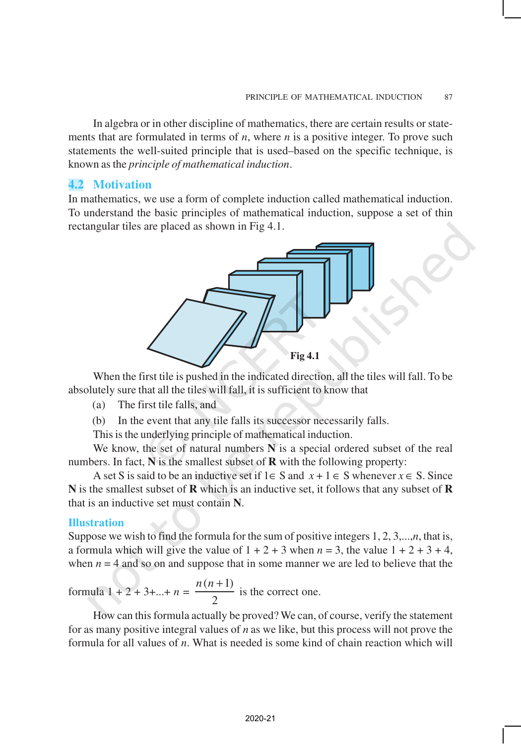In algebra or in other discipline of mathematics, there are certain results or statements that are formulated in terms of $n$, where $n$ is a positive integer. To prove such statements the well-suited principle that is used–based on the specific technique, is known as the *principle of mathematical induction*.

## 4.2 Motivation

In mathematics, we use a form of complete induction called mathematical induction. To understand the basic principles of mathematical induction, suppose a set of thin rectangular tiles are placed as shown in Fig 4.1.

**Fig 4.1**

When the first tile is pushed in the indicated direction, all the tiles will fall. To be absolutely sure that all the tiles will fall, it is sufficient to know that

(a) The first tile falls, and

(b) In the event that any tile falls its successor necessarily falls.

This is the underlying principle of mathematical induction.

We know, the set of natural numbers **N** is a special ordered subset of the real numbers. In fact, **N** is the smallest subset of **R** with the following property:

A set S is said to be an inductive set if $1 \in$ S and $x + 1 \in$ S whenever $x \in$ S. Since **N** is the smallest subset of **R** which is an inductive set, it follows that any subset of **R** that is an inductive set must contain **N**.

### Illustration

Suppose we wish to find the formula for the sum of positive integers 1, 2, 3,...,$n$, that is, a formula which will give the value of 1 + 2 + 3 when $n = 3$, the value 1 + 2 + 3 + 4, when $n = 4$ and so on and suppose that in some manner we are led to believe that the formula $1 + 2 + 3 + ... + n = \frac{n(n+1)}{2}$ is the correct one.

How can this formula actually be proved? We can, of course, verify the statement for as many positive integral values of $n$ as we like, but this process will not prove the formula for all values of $n$. What is needed is some kind of chain reaction which will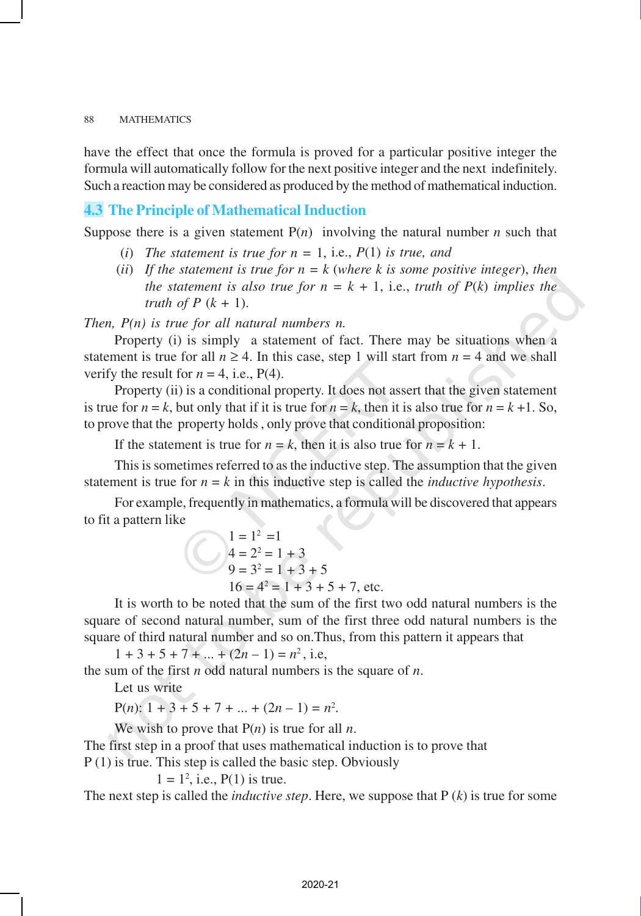have the effect that once the formula is proved for a particular positive integer the formula will automatically follow for the next positive integer and the next indefinitely. Such a reaction may be considered as produced by the method of mathematical induction.

## 4.3 The Principle of Mathematical Induction

Suppose there is a given statement P($n$) involving the natural number $n$ such that

(*i*) *The statement is true for* $n = 1$, i.e., *P*(1) *is true, and*

(*ii*) *If the statement is true for* $n = k$ (*where k is some positive integer*), *then the statement is also true for* $n = k + 1$, i.e., *truth of* P($k$) *implies the truth of P* ($k$ + 1).

*Then, P(n) is true for all natural numbers n.*

Property (i) is simply a statement of fact. There may be situations when a statement is true for all $n \geq 4$. In this case, step 1 will start from $n = 4$ and we shall verify the result for $n = 4$, i.e., P(4).

Property (ii) is a conditional property. It does not assert that the given statement is true for $n = k$, but only that if it is true for $n = k$, then it is also true for $n = k + 1$. So, to prove that the property holds , only prove that conditional proposition:

If the statement is true for $n = k$, then it is also true for $n = k + 1$.

This is sometimes referred to as the inductive step. The assumption that the given statement is true for $n = k$ in this inductive step is called the *inductive hypothesis*.

For example, frequently in mathematics, a formula will be discovered that appears to fit a pattern like

$$1 = 1^2 = 1$$
$$4 = 2^2 = 1 + 3$$
$$9 = 3^2 = 1 + 3 + 5$$
$$16 = 4^2 = 1 + 3 + 5 + 7, \text{ etc.}$$

It is worth to be noted that the sum of the first two odd natural numbers is the square of second natural number, sum of the first three odd natural numbers is the square of third natural number and so on.Thus, from this pattern it appears that

$1 + 3 + 5 + 7 + ... + (2n - 1) = n^2$, i.e,

the sum of the first $n$ odd natural numbers is the square of $n$.

Let us write

P($n$): $1 + 3 + 5 + 7 + ... + (2n - 1) = n^2$.

We wish to prove that P($n$) is true for all $n$.

The first step in a proof that uses mathematical induction is to prove that P (1) is true. This step is called the basic step. Obviously

$1 = 1^2$, i.e., P(1) is true.

The next step is called the *inductive step*. Here, we suppose that P ($k$) is true for some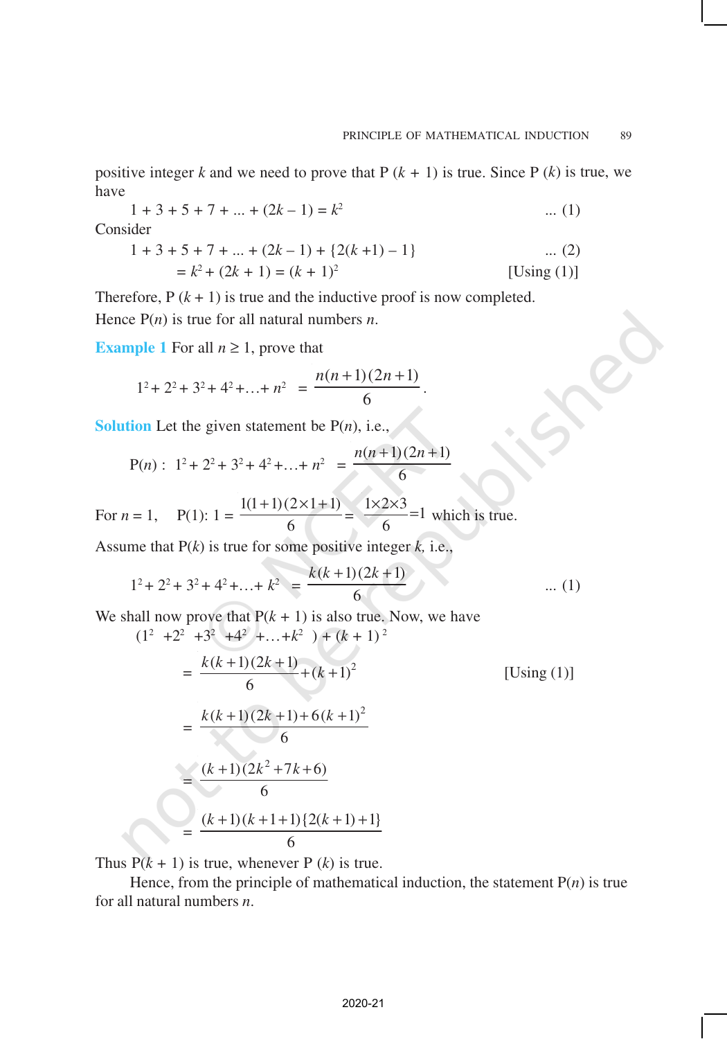positive integer $k$ and we need to prove that P $(k + 1)$ is true. Since P $(k)$ is true, we have

$$1 + 3 + 5 + 7 + ... + (2k - 1) = k^2 \qquad ... (1)$$

Consider

$$1 + 3 + 5 + 7 + ... + (2k - 1) + \{2(k+1) - 1\} \qquad ... (2)$$

$$= k^2 + (2k + 1) = (k + 1)^2 \qquad \text{[Using (1)]}$$

Therefore, P $(k + 1)$ is true and the inductive proof is now completed.

Hence P$(n)$ is true for all natural numbers $n$.

**Example 1** For all $n \geq 1$, prove that

$$1^2 + 2^2 + 3^2 + 4^2 + \ldots + n^2 = \frac{n(n+1)(2n+1)}{6}.$$

**Solution** Let the given statement be P$(n)$, i.e.,

$$\text{P}(n): \ 1^2 + 2^2 + 3^2 + 4^2 + \ldots + n^2 = \frac{n(n+1)(2n+1)}{6}$$

For $n = 1$, $\quad$ P(1): $1 = \dfrac{1(1+1)(2\times1+1)}{6} = \dfrac{1\times2\times3}{6} = 1$ which is true.

Assume that P$(k)$ is true for some positive integer $k$, i.e.,

$$1^2 + 2^2 + 3^2 + 4^2 + \ldots + k^2 = \frac{k(k+1)(2k+1)}{6} \qquad ... (1)$$

We shall now prove that P$(k + 1)$ is also true. Now, we have

$$(1^2 + 2^2 + 3^2 + 4^2 + \ldots + k^2) + (k + 1)^2$$

$$= \frac{k(k+1)(2k+1)}{6} + (k+1)^2 \qquad \text{[Using (1)]}$$

$$= \frac{k(k+1)(2k+1) + 6(k+1)^2}{6}$$

$$= \frac{(k+1)(2k^2+7k+6)}{6}$$

$$= \frac{(k+1)(k+1+1)\{2(k+1)+1\}}{6}$$

Thus P$(k + 1)$ is true, whenever P $(k)$ is true.

Hence, from the principle of mathematical induction, the statement P$(n)$ is true for all natural numbers $n$.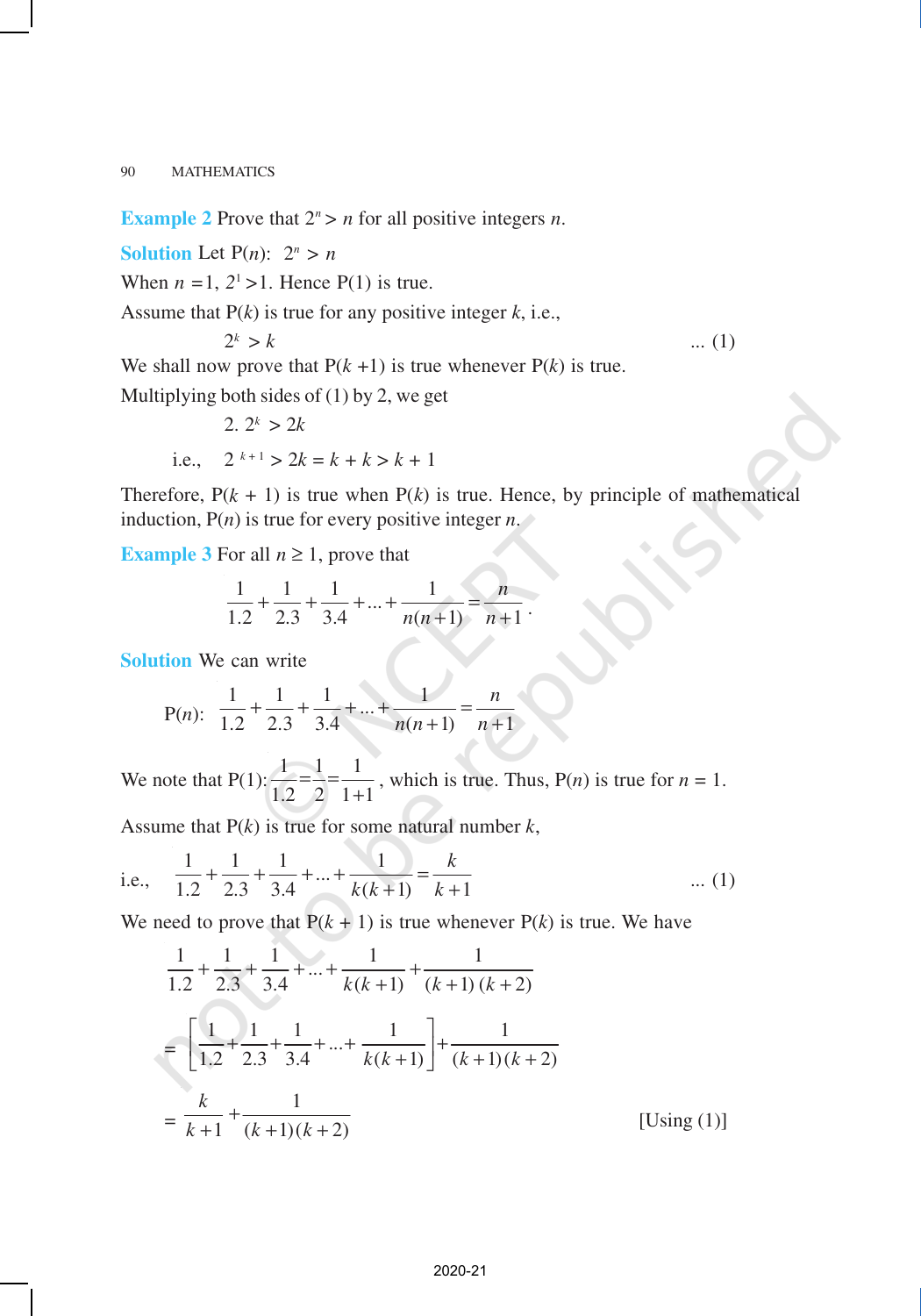**Example 2** Prove that $2^n > n$ for all positive integers $n$.

**Solution** Let P($n$): $2^n > n$

When $n = 1$, $2^1 > 1$. Hence P(1) is true.

Assume that P($k$) is true for any positive integer $k$, i.e.,

$$2^k > k \quad \text{... (1)}$$

We shall now prove that P($k$ +1) is true whenever P($k$) is true.

Multiplying both sides of (1) by 2, we get

$$2.\ 2^k > 2k$$

i.e., $\quad 2^{k+1} > 2k = k + k > k + 1$

Therefore, P($k$ + 1) is true when P($k$) is true. Hence, by principle of mathematical induction, P($n$) is true for every positive integer $n$.

**Example 3** For all $n \geq 1$, prove that

$$\frac{1}{1.2}+\frac{1}{2.3}+\frac{1}{3.4}+...+\frac{1}{n(n+1)}=\frac{n}{n+1}.$$

**Solution** We can write

$$\text{P}(n):\ \frac{1}{1.2}+\frac{1}{2.3}+\frac{1}{3.4}+...+\frac{1}{n(n+1)}=\frac{n}{n+1}$$

We note that P(1): $\frac{1}{1.2}=\frac{1}{2}=\frac{1}{1+1}$, which is true. Thus, P($n$) is true for $n$ = 1.

Assume that P($k$) is true for some natural number $k$,

i.e., $$\frac{1}{1.2}+\frac{1}{2.3}+\frac{1}{3.4}+...+\frac{1}{k(k+1)}=\frac{k}{k+1} \quad \text{... (1)}$$

We need to prove that P($k$ + 1) is true whenever P($k$) is true. We have

$$\frac{1}{1.2}+\frac{1}{2.3}+\frac{1}{3.4}+...+\frac{1}{k(k+1)}+\frac{1}{(k+1)(k+2)}$$

$$=\left[\frac{1}{1.2}+\frac{1}{2.3}+\frac{1}{3.4}+...+\frac{1}{k(k+1)}\right]+\frac{1}{(k+1)(k+2)}$$

$$=\frac{k}{k+1}+\frac{1}{(k+1)(k+2)} \quad \text{[Using (1)]}$$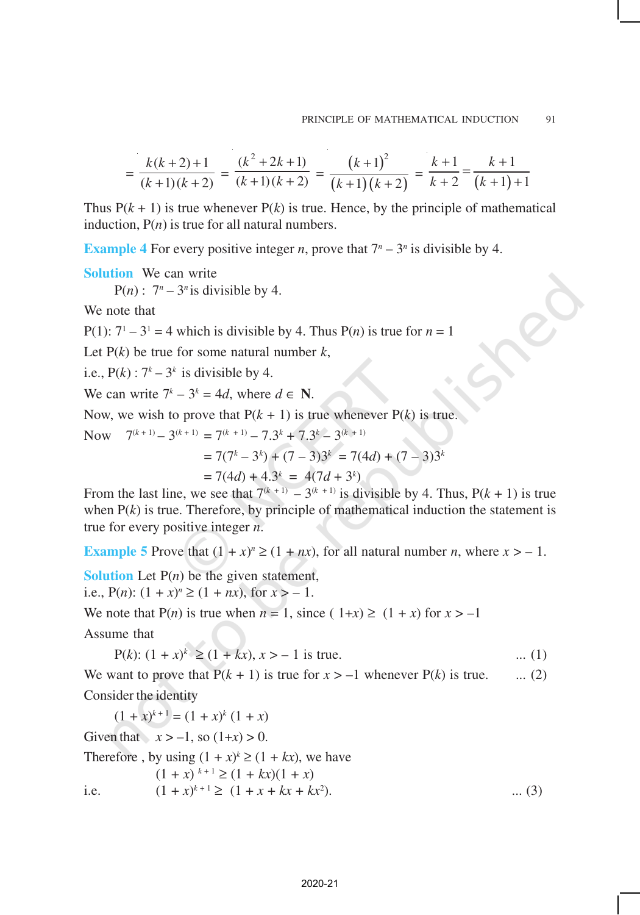$$= \frac{k(k+2)+1}{(k+1)(k+2)} = \frac{(k^2+2k+1)}{(k+1)(k+2)} = \frac{(k+1)^2}{(k+1)(k+2)} = \frac{k+1}{k+2} = \frac{k+1}{(k+1)+1}$$

Thus P($k$ + 1) is true whenever P($k$) is true. Hence, by the principle of mathematical induction, P($n$) is true for all natural numbers.

**Example 4** For every positive integer $n$, prove that $7^n - 3^n$ is divisible by 4.

**Solution** We can write

P($n$) : $7^n - 3^n$ is divisible by 4.

We note that

P(1): $7^1 - 3^1 = 4$ which is divisible by 4. Thus P($n$) is true for $n = 1$

Let P($k$) be true for some natural number $k$,

i.e., P($k$) : $7^k - 3^k$ is divisible by 4.

We can write $7^k - 3^k = 4d$, where $d \in \mathbf{N}$.

Now, we wish to prove that P($k$ + 1) is true whenever P($k$) is true.

Now $\quad 7^{(k+1)} - 3^{(k+1)} = 7^{(k+1)} - 7.3^k + 7.3^k - 3^{(k+1)}$

$$= 7(7^k - 3^k) + (7-3)3^k = 7(4d) + (7-3)3^k$$

$$= 7(4d) + 4.3^k = 4(7d + 3^k)$$

From the last line, we see that $7^{(k+1)} - 3^{(k+1)}$ is divisible by 4. Thus, P($k$ + 1) is true when P($k$) is true. Therefore, by principle of mathematical induction the statement is true for every positive integer $n$.

**Example 5** Prove that $(1 + x)^n \geq (1 + nx)$, for all natural number $n$, where $x > -1$.

**Solution** Let P($n$) be the given statement,

i.e., P($n$): $(1 + x)^n \geq (1 + nx)$, for $x > -1$.

We note that P($n$) is true when $n = 1$, since $(1+x) \geq (1 + x)$ for $x > -1$

Assume that

P($k$): $(1 + x)^k \geq (1 + kx)$, $x > -1$ is true. ... (1)

We want to prove that P($k$ + 1) is true for $x > -1$ whenever P($k$) is true. ... (2)

Consider the identity

$$(1 + x)^{k+1} = (1 + x)^k (1 + x)$$

Given that $x > -1$, so $(1+x) > 0$.

Therefore, by using $(1 + x)^k \geq (1 + kx)$, we have

$$(1 + x)^{k+1} \geq (1 + kx)(1 + x)$$

i.e. $\quad (1 + x)^{k+1} \geq (1 + x + kx + kx^2)$. ... (3)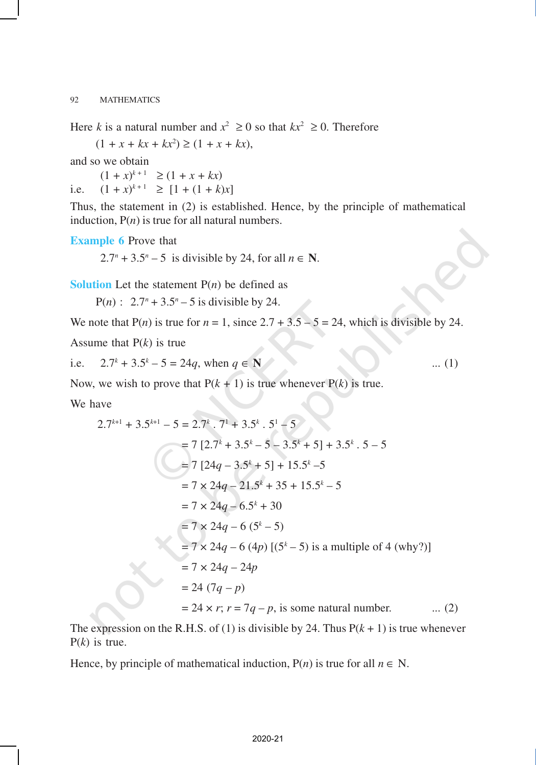Here $k$ is a natural number and $x^2 \geq 0$ so that $kx^2 \geq 0$. Therefore

$$(1 + x + kx + kx^2) \geq (1 + x + kx),$$

and so we obtain

$$(1 + x)^{k+1} \geq (1 + x + kx)$$

i.e. $$(1 + x)^{k+1} \geq [1 + (1 + k)x]$$

Thus, the statement in (2) is established. Hence, by the principle of mathematical induction, P($n$) is true for all natural numbers.

**Example 6** Prove that

$$2.7^n + 3.5^n - 5 \text{ is divisible by 24, for all } n \in \mathbf{N}.$$

**Solution** Let the statement P($n$) be defined as

P($n$) : $2.7^n + 3.5^n - 5$ is divisible by 24.

We note that P($n$) is true for $n = 1$, since $2.7 + 3.5 - 5 = 24$, which is divisible by 24.

Assume that P($k$) is true

i.e. $2.7^k + 3.5^k - 5 = 24q$, when $q \in \mathbf{N}$ ... (1)

Now, we wish to prove that P($k + 1$) is true whenever P($k$) is true.

We have

$$\begin{aligned}
2.7^{k+1} + 3.5^{k+1} - 5 &= 2.7^k \cdot 7^1 + 3.5^k \cdot 5^1 - 5 \\
&= 7\,[2.7^k + 3.5^k - 5 - 3.5^k + 5] + 3.5^k \cdot 5 - 5 \\
&= 7\,[24q - 3.5^k + 5] + 15.5^k - 5 \\
&= 7 \times 24q - 21.5^k + 35 + 15.5^k - 5 \\
&= 7 \times 24q - 6.5^k + 30 \\
&= 7 \times 24q - 6\,(5^k - 5) \\
&= 7 \times 24q - 6\,(4p) \quad [(5^k - 5) \text{ is a multiple of 4 (why?)}] \\
&= 7 \times 24q - 24p \\
&= 24\,(7q - p) \\
&= 24 \times r;\ r = 7q - p, \text{ is some natural number.} \qquad \text{... (2)}
\end{aligned}$$

The expression on the R.H.S. of (1) is divisible by 24. Thus P($k + 1$) is true whenever P($k$) is true.

Hence, by principle of mathematical induction, P($n$) is true for all $n \in$ N.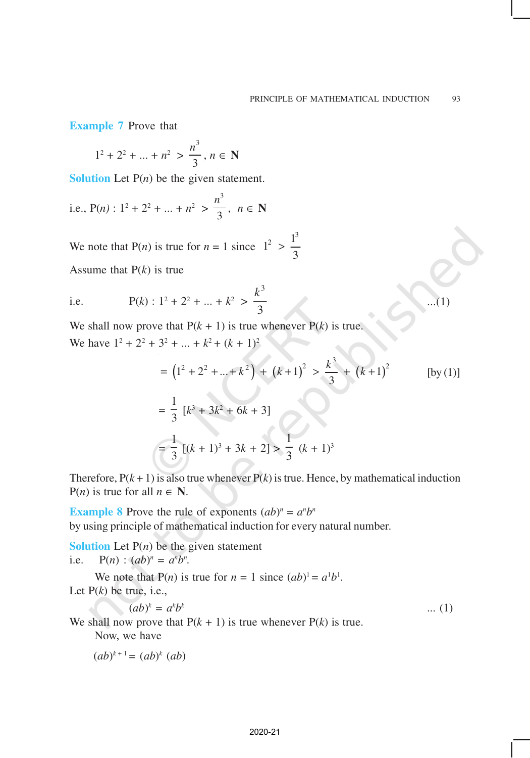**Example 7** Prove that

$$1^2 + 2^2 + ... + n^2 > \frac{n^3}{3}, n \in \mathbf{N}$$

**Solution** Let P(*n*) be the given statement.

i.e., $P(n) : 1^2 + 2^2 + ... + n^2 > \frac{n^3}{3}, \; n \in \mathbf{N}$

We note that P(*n*) is true for *n* = 1 since $1^2 > \frac{1^3}{3}$

Assume that P(*k*) is true

i.e. $$P(k) : 1^2 + 2^2 + ... + k^2 > \frac{k^3}{3} \quad ...(1)$$

We shall now prove that P(*k* + 1) is true whenever P(*k*) is true.

We have $1^2 + 2^2 + 3^2 + ... + k^2 + (k + 1)^2$

$$= \left(1^2 + 2^2 + ... + k^2\right) + (k+1)^2 > \frac{k^3}{3} + (k+1)^2 \quad \text{[by (1)]}$$

$$= \frac{1}{3}\,[k^3 + 3k^2 + 6k + 3]$$

$$= \frac{1}{3}\,[(k + 1)^3 + 3k + 2] > \frac{1}{3}\,(k + 1)^3$$

Therefore, P(*k* + 1) is also true whenever P(*k*) is true. Hence, by mathematical induction P(*n*) is true for all $n \in \mathbf{N}$.

**Example 8** Prove the rule of exponents $(ab)^n = a^n b^n$ by using principle of mathematical induction for every natural number.

**Solution** Let P(*n*) be the given statement

i.e. $P(n) : (ab)^n = a^n b^n$.

We note that P(*n*) is true for *n* = 1 since $(ab)^1 = a^1 b^1$.

Let P(*k*) be true, i.e.,

$$(ab)^k = a^k b^k \quad ... (1)$$

We shall now prove that P(*k* + 1) is true whenever P(*k*) is true.

Now, we have

$$(ab)^{k+1} = (ab)^k \, (ab)$$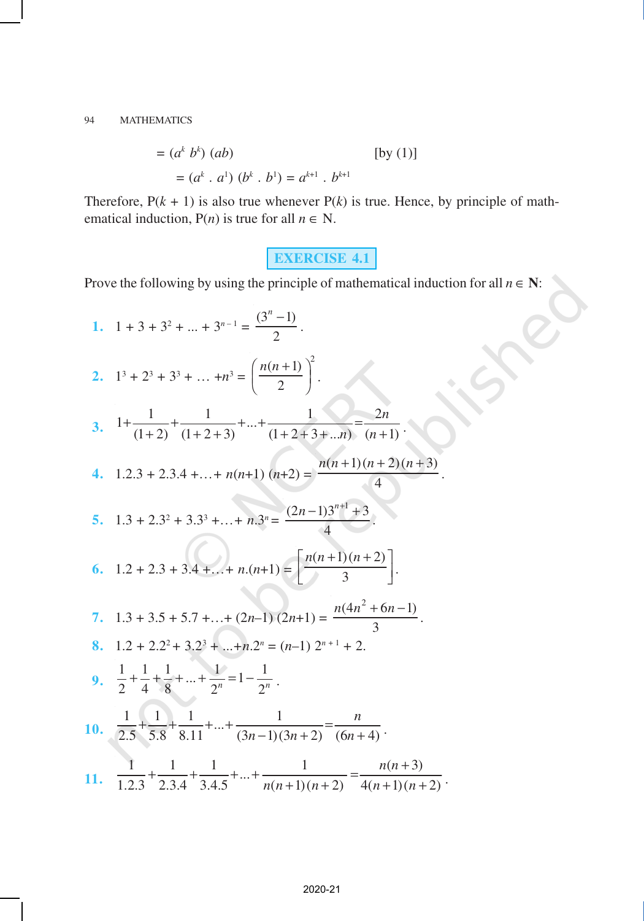$$= (a^k\, b^k)\,(ab) \qquad\qquad \text{[by (1)]}$$

$$= (a^k \,.\, a^1)\,(b^k \,.\, b^1) = a^{k+1} \,.\, b^{k+1}$$

Therefore, P($k$ + 1) is also true whenever P($k$) is true. Hence, by principle of mathematical induction, P($n$) is true for all $n \in$ N.

## EXERCISE 4.1

Prove the following by using the principle of mathematical induction for all $n \in \mathbf{N}$:

**1.** $1 + 3 + 3^2 + ... + 3^{n-1} = \dfrac{(3^n - 1)}{2}$.

**2.** $1^3 + 2^3 + 3^3 + \ldots + n^3 = \left(\dfrac{n(n+1)}{2}\right)^2$.

**3.** $1 + \dfrac{1}{(1+2)} + \dfrac{1}{(1+2+3)} + ... + \dfrac{1}{(1+2+3+...n)} = \dfrac{2n}{(n+1)}$.

**4.** $1.2.3 + 2.3.4 + \ldots + n(n+1)(n+2) = \dfrac{n(n+1)(n+2)(n+3)}{4}$.

**5.** $1.3 + 2.3^2 + 3.3^3 + \ldots + n.3^n = \dfrac{(2n-1)3^{n+1} + 3}{4}$.

**6.** $1.2 + 2.3 + 3.4 + \ldots + n.(n+1) = \left[\dfrac{n(n+1)(n+2)}{3}\right]$.

**7.** $1.3 + 3.5 + 5.7 + \ldots + (2n-1)(2n+1) = \dfrac{n(4n^2 + 6n - 1)}{3}$.

**8.** $1.2 + 2.2^2 + 3.2^3 + ... + n.2^n = (n-1)\, 2^{n+1} + 2$.

**9.** $\dfrac{1}{2} + \dfrac{1}{4} + \dfrac{1}{8} + ... + \dfrac{1}{2^n} = 1 - \dfrac{1}{2^n}$.

**10.** $\dfrac{1}{2.5} + \dfrac{1}{5.8} + \dfrac{1}{8.11} + ... + \dfrac{1}{(3n-1)(3n+2)} = \dfrac{n}{(6n+4)}$.

**11.** $\dfrac{1}{1.2.3} + \dfrac{1}{2.3.4} + \dfrac{1}{3.4.5} + ... + \dfrac{1}{n(n+1)(n+2)} = \dfrac{n(n+3)}{4(n+1)(n+2)}$.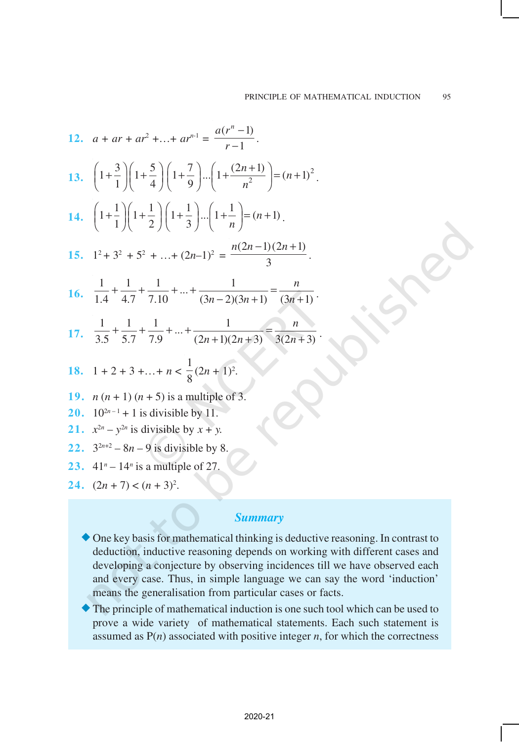**12.** $a + ar + ar^2 + \ldots + ar^{n-1} = \dfrac{a(r^n - 1)}{r - 1}$.

**13.** $\left(1+\dfrac{3}{1}\right)\left(1+\dfrac{5}{4}\right)\left(1+\dfrac{7}{9}\right)\ldots\left(1+\dfrac{(2n+1)}{n^2}\right) = (n+1)^2$.

**14.** $\left(1+\dfrac{1}{1}\right)\left(1+\dfrac{1}{2}\right)\left(1+\dfrac{1}{3}\right)\ldots\left(1+\dfrac{1}{n}\right) = (n+1)$.

**15.** $1^2 + 3^2 + 5^2 + \ldots + (2n-1)^2 = \dfrac{n(2n-1)(2n+1)}{3}$.

**16.** $\dfrac{1}{1.4} + \dfrac{1}{4.7} + \dfrac{1}{7.10} + \ldots + \dfrac{1}{(3n-2)(3n+1)} = \dfrac{n}{(3n+1)}$.

**17.** $\dfrac{1}{3.5} + \dfrac{1}{5.7} + \dfrac{1}{7.9} + \ldots + \dfrac{1}{(2n+1)(2n+3)} = \dfrac{n}{3(2n+3)}$.

**18.** $1 + 2 + 3 + \ldots + n < \dfrac{1}{8}(2n+1)^2$.

**19.** $n(n+1)(n+5)$ is a multiple of 3.

**20.** $10^{2n-1} + 1$ is divisible by 11.

**21.** $x^{2n} - y^{2n}$ is divisible by $x + y$.

**22.** $3^{2n+2} - 8n - 9$ is divisible by 8.

**23.** $41^n - 14^n$ is a multiple of 27.

**24.** $(2n + 7) < (n + 3)^2$.

## *Summary*

- One key basis for mathematical thinking is deductive reasoning. In contrast to deduction, inductive reasoning depends on working with different cases and developing a conjecture by observing incidences till we have observed each and every case. Thus, in simple language we can say the word 'induction' means the generalisation from particular cases or facts.
- The principle of mathematical induction is one such tool which can be used to prove a wide variety of mathematical statements. Each such statement is assumed as P($n$) associated with positive integer $n$, for which the correctness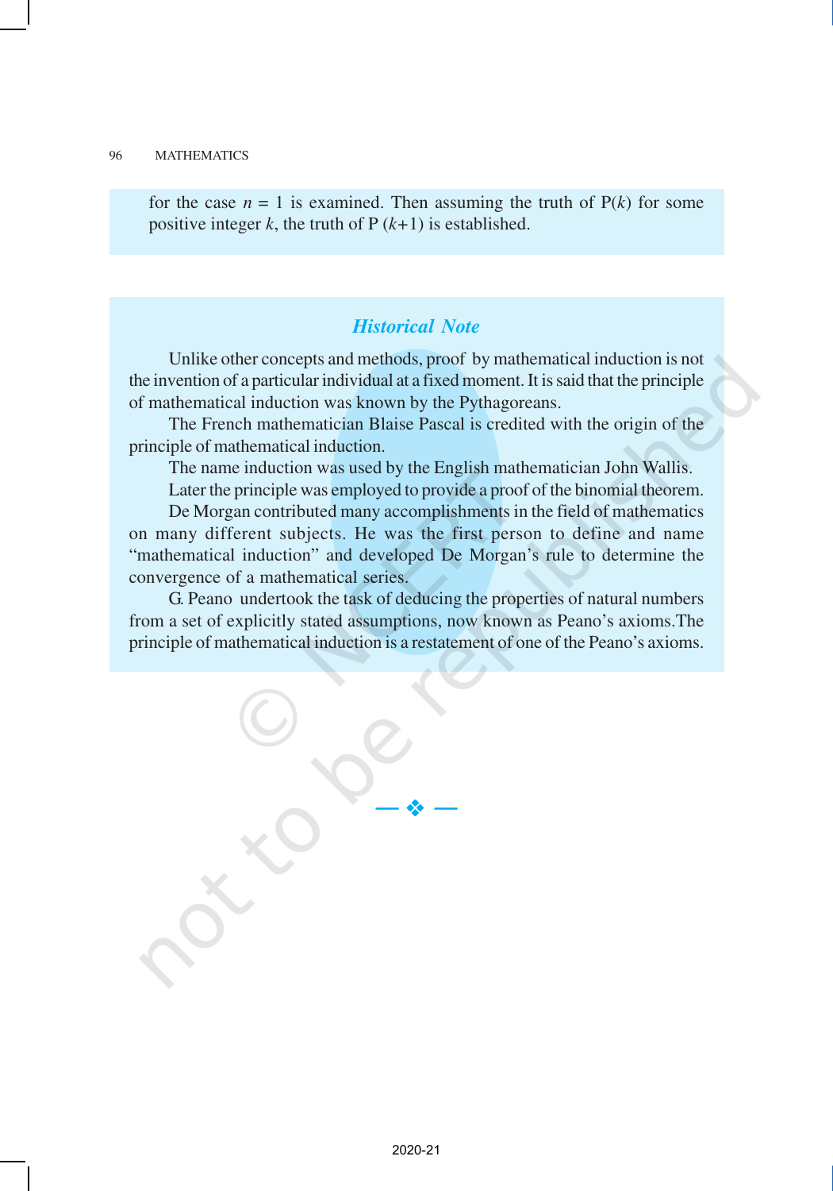for the case $n = 1$ is examined. Then assuming the truth of P($k$) for some positive integer $k$, the truth of P ($k$+1) is established.

## *Historical Note*

Unlike other concepts and methods, proof by mathematical induction is not the invention of a particular individual at a fixed moment. It is said that the principle of mathematical induction was known by the Pythagoreans.

The French mathematician Blaise Pascal is credited with the origin of the principle of mathematical induction.

The name induction was used by the English mathematician John Wallis.

Later the principle was employed to provide a proof of the binomial theorem.

De Morgan contributed many accomplishments in the field of mathematics on many different subjects. He was the first person to define and name "mathematical induction" and developed De Morgan's rule to determine the convergence of a mathematical series.

G. Peano undertook the task of deducing the properties of natural numbers from a set of explicitly stated assumptions, now known as Peano's axioms.The principle of mathematical induction is a restatement of one of the Peano's axioms.

— ❖ —